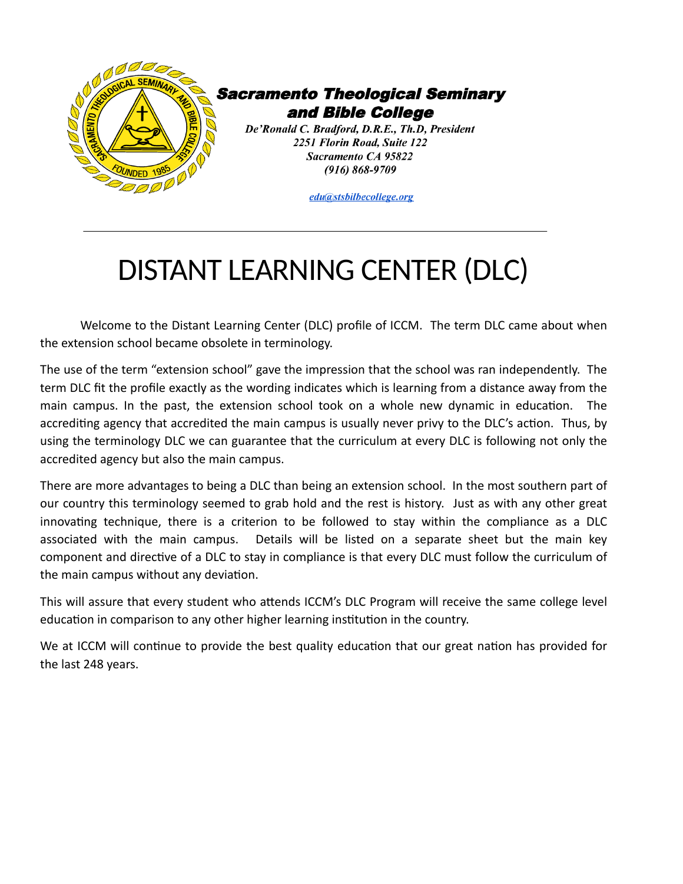**Sacramento Theological Seminary and Bible College**

*De'Ronald C. Bradford, D.R.E., Th.D, President*
*2251 Florin Road, Suite 122*
*Sacramento CA 95822*
*(916) 868-9709*

*edu@stsbilbecollege.org*

---

# DISTANT LEARNING CENTER (DLC)

Welcome to the Distant Learning Center (DLC) profile of ICCM. The term DLC came about when the extension school became obsolete in terminology.

The use of the term "extension school" gave the impression that the school was ran independently. The term DLC fit the profile exactly as the wording indicates which is learning from a distance away from the main campus. In the past, the extension school took on a whole new dynamic in education. The accrediting agency that accredited the main campus is usually never privy to the DLC's action. Thus, by using the terminology DLC we can guarantee that the curriculum at every DLC is following not only the accredited agency but also the main campus.

There are more advantages to being a DLC than being an extension school. In the most southern part of our country this terminology seemed to grab hold and the rest is history. Just as with any other great innovating technique, there is a criterion to be followed to stay within the compliance as a DLC associated with the main campus. Details will be listed on a separate sheet but the main key component and directive of a DLC to stay in compliance is that every DLC must follow the curriculum of the main campus without any deviation.

This will assure that every student who attends ICCM's DLC Program will receive the same college level education in comparison to any other higher learning institution in the country.

We at ICCM will continue to provide the best quality education that our great nation has provided for the last 248 years.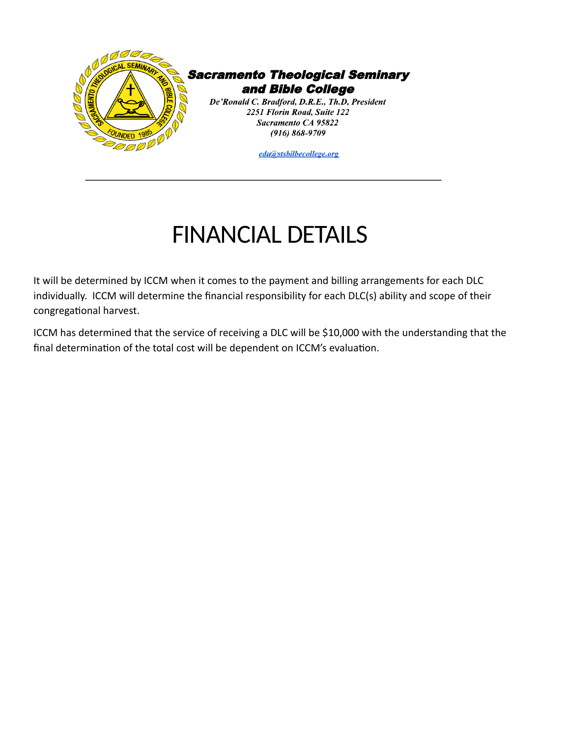**Sacramento Theological Seminary and Bible College**

*De'Ronald C. Bradford, D.R.E., Th.D, President*
*2251 Florin Road, Suite 122*
*Sacramento CA 95822*
*(916) 868-9709*

*edu@stsbilbecollege.org*

---

# FINANCIAL DETAILS

It will be determined by ICCM when it comes to the payment and billing arrangements for each DLC individually. ICCM will determine the financial responsibility for each DLC(s) ability and scope of their congregational harvest.

ICCM has determined that the service of receiving a DLC will be $10,000 with the understanding that the final determination of the total cost will be dependent on ICCM's evaluation.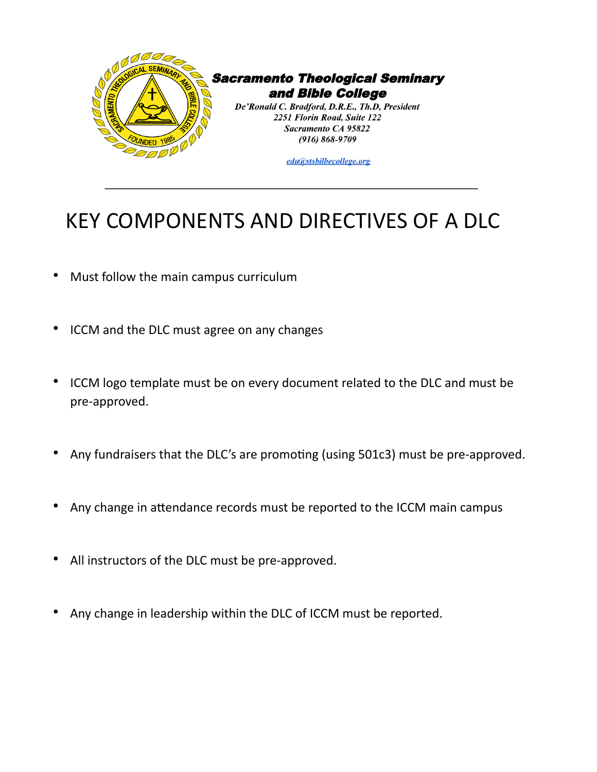**Sacramento Theological Seminary and Bible College**

*De'Ronald C. Bradford, D.R.E., Th.D, President*
*2251 Florin Road, Suite 122*
*Sacramento CA 95822*
*(916) 868-9709*

*edu@stsbilbecollege.org*

---

# KEY COMPONENTS AND DIRECTIVES OF A DLC

- Must follow the main campus curriculum
- ICCM and the DLC must agree on any changes
- ICCM logo template must be on every document related to the DLC and must be pre-approved.
- Any fundraisers that the DLC's are promoting (using 501c3) must be pre-approved.
- Any change in attendance records must be reported to the ICCM main campus
- All instructors of the DLC must be pre-approved.
- Any change in leadership within the DLC of ICCM must be reported.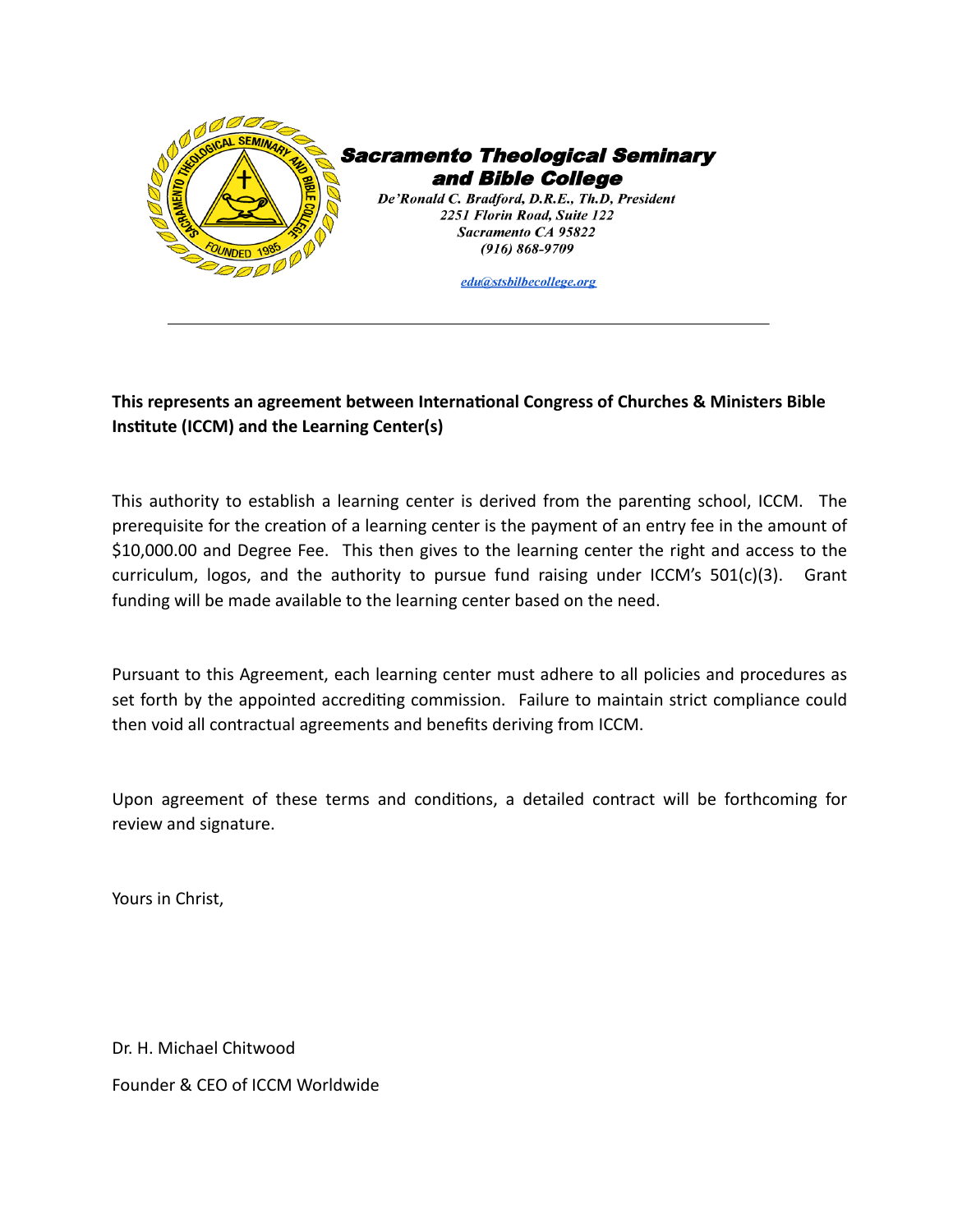**Sacramento Theological Seminary and Bible College**

*De'Ronald C. Bradford, D.R.E., Th.D, President*
*2251 Florin Road, Suite 122*
*Sacramento CA 95822*
*(916) 868-9709*

*edu@stsbilbecollege.org*

---

**This represents an agreement between International Congress of Churches & Ministers Bible Institute (ICCM) and the Learning Center(s)**

This authority to establish a learning center is derived from the parenting school, ICCM. The prerequisite for the creation of a learning center is the payment of an entry fee in the amount of $10,000.00 and Degree Fee. This then gives to the learning center the right and access to the curriculum, logos, and the authority to pursue fund raising under ICCM's 501(c)(3). Grant funding will be made available to the learning center based on the need.

Pursuant to this Agreement, each learning center must adhere to all policies and procedures as set forth by the appointed accrediting commission. Failure to maintain strict compliance could then void all contractual agreements and benefits deriving from ICCM.

Upon agreement of these terms and conditions, a detailed contract will be forthcoming for review and signature.

Yours in Christ,

Dr. H. Michael Chitwood

Founder & CEO of ICCM Worldwide